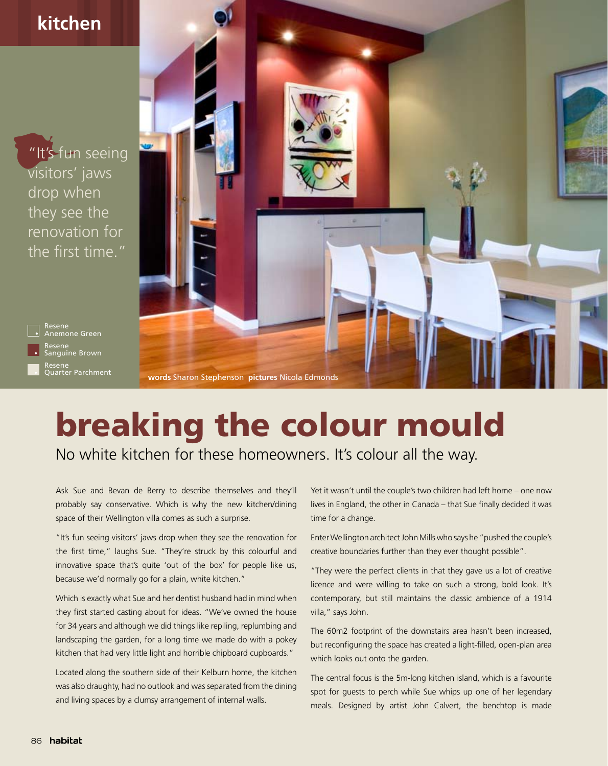kitchen

"It's fun seeing visitors' jaws drop when they see the renovation for the first time."

Resene Anemone Green

Resene Sanguine Brown

Resene Quarter Parchment

**words** Sharon Stephenson **pictures** Nicola Edmonds

# breaking the colour mould

No white kitchen for these homeowners. It's colour all the way.

Ask Sue and Bevan de Berry to describe themselves and they'll probably say conservative. Which is why the new kitchen/dining space of their Wellington villa comes as such a surprise.

"It's fun seeing visitors' jaws drop when they see the renovation for the first time," laughs Sue. "They're struck by this colourful and innovative space that's quite 'out of the box' for people like us, because we'd normally go for a plain, white kitchen."

Which is exactly what Sue and her dentist husband had in mind when they first started casting about for ideas. "We've owned the house for 34 years and although we did things like repiling, replumbing and landscaping the garden, for a long time we made do with a pokey kitchen that had very little light and horrible chipboard cupboards."

Located along the southern side of their Kelburn home, the kitchen was also draughty, had no outlook and was separated from the dining and living spaces by a clumsy arrangement of internal walls.

Yet it wasn't until the couple's two children had left home – one now lives in England, the other in Canada – that Sue finally decided it was time for a change.

Enter Wellington architect John Mills who says he "pushed the couple's creative boundaries further than they ever thought possible".

"They were the perfect clients in that they gave us a lot of creative licence and were willing to take on such a strong, bold look. It's contemporary, but still maintains the classic ambience of a 1914 villa," says John.

The 60m2 footprint of the downstairs area hasn't been increased, but reconfiguring the space has created a light-filled, open-plan area which looks out onto the garden.

The central focus is the 5m-long kitchen island, which is a favourite spot for guests to perch while Sue whips up one of her legendary meals. Designed by artist John Calvert, the benchtop is made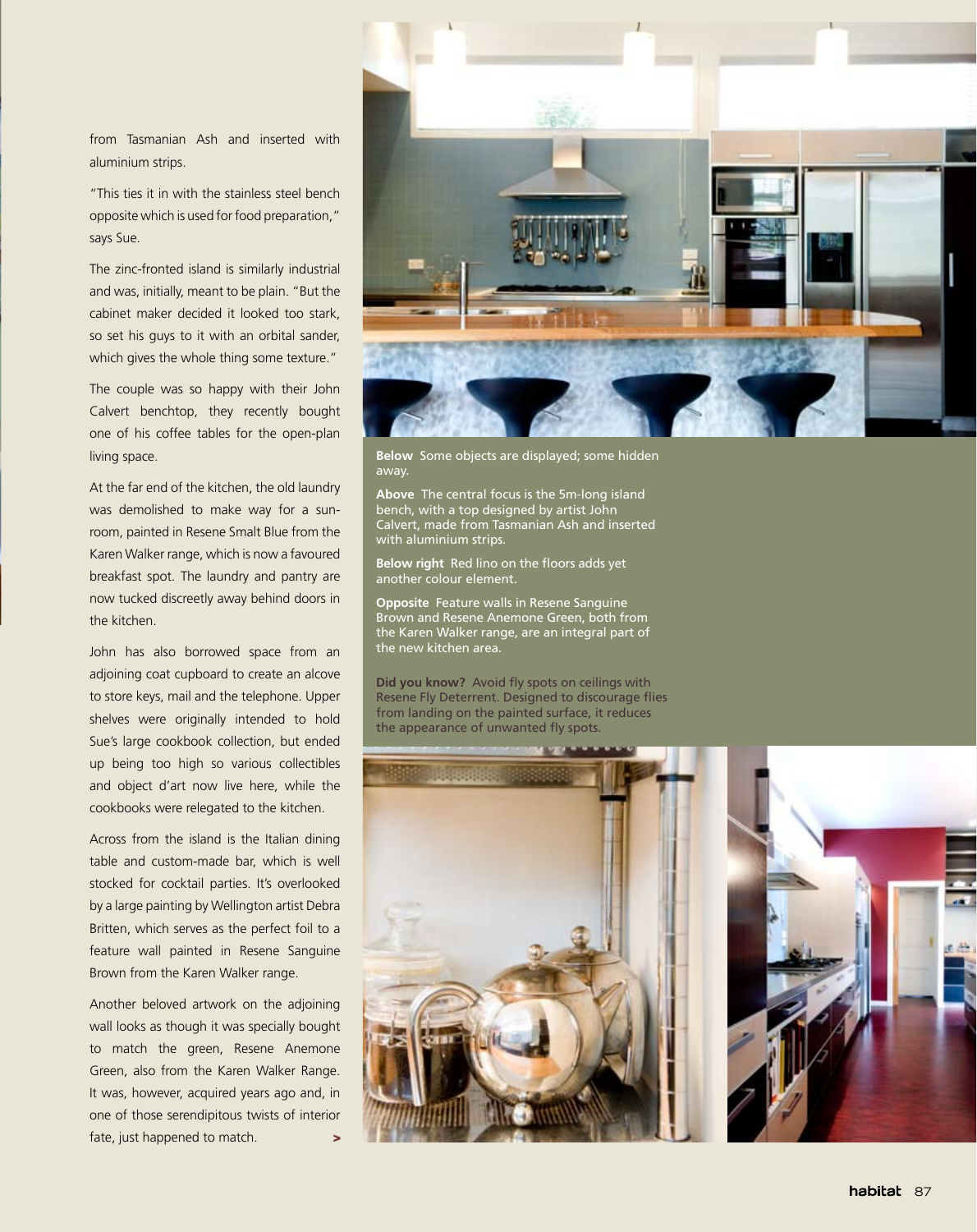from Tasmanian Ash and inserted with aluminium strips.

"This ties it in with the stainless steel bench opposite which is used for food preparation," says Sue.

The zinc-fronted island is similarly industrial and was, initially, meant to be plain. "But the cabinet maker decided it looked too stark, so set his guys to it with an orbital sander, which gives the whole thing some texture."

The couple was so happy with their John Calvert benchtop, they recently bought one of his coffee tables for the open-plan living space.

At the far end of the kitchen, the old laundry was demolished to make way for a sun-room, painted in Resene Smalt Blue from the Karen Walker range, which is now a favoured breakfast spot. The laundry and pantry are now tucked discreetly away behind doors in the kitchen.

John has also borrowed space from an adjoining coat cupboard to create an alcove to store keys, mail and the telephone. Upper shelves were originally intended to hold Sue's large cookbook collection, but ended up being too high so various collectibles and object d'art now live here, while the cookbooks were relegated to the kitchen.

Across from the island is the Italian dining table and custom-made bar, which is well stocked for cocktail parties. It's overlooked by a large painting by Wellington artist Debra Britten, which serves as the perfect foil to a feature wall painted in Resene Sanguine Brown from the Karen Walker range.

Another beloved artwork on the adjoining wall looks as though it was specially bought to match the green, Resene Anemone Green, also from the Karen Walker Range. It was, however, acquired years ago and, in one of those serendipitous twists of interior fate, just happened to match. >

**Below** Some objects are displayed; some hidden away.

**Above** The central focus is the 5m-long island bench, with a top designed by artist John Calvert, made from Tasmanian Ash and inserted with aluminium strips.

**Below right** Red lino on the floors adds yet another colour element.

**Opposite** Feature walls in Resene Sanguine Brown and Resene Anemone Green, both from the Karen Walker range, are an integral part of the new kitchen area.

**Did you know?** Avoid fly spots on ceilings with Resene Fly Deterrent. Designed to discourage flies from landing on the painted surface, it reduces the appearance of unwanted fly spots.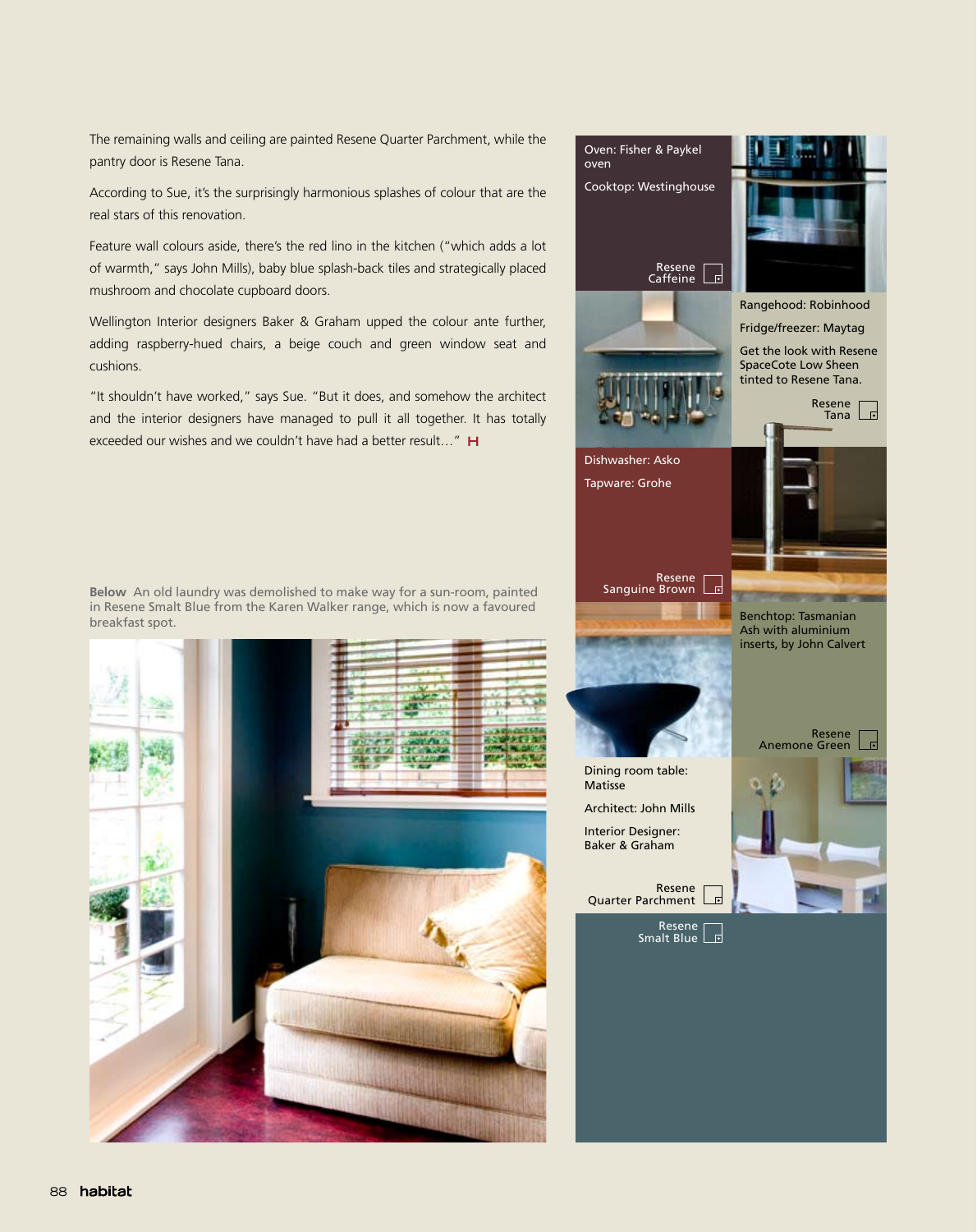The remaining walls and ceiling are painted Resene Quarter Parchment, while the pantry door is Resene Tana.

According to Sue, it's the surprisingly harmonious splashes of colour that are the real stars of this renovation.

Feature wall colours aside, there's the red lino in the kitchen ("which adds a lot of warmth," says John Mills), baby blue splash-back tiles and strategically placed mushroom and chocolate cupboard doors.

Wellington Interior designers Baker & Graham upped the colour ante further, adding raspberry-hued chairs, a beige couch and green window seat and cushions.

"It shouldn't have worked," says Sue. "But it does, and somehow the architect and the interior designers have managed to pull it all together. It has totally exceeded our wishes and we couldn't have had a better result…"

**Below** An old laundry was demolished to make way for a sun-room, painted in Resene Smalt Blue from the Karen Walker range, which is now a favoured breakfast spot.

Oven: Fisher & Paykel oven

Cooktop: Westinghouse

Resene Caffeine

Rangehood: Robinhood

Fridge/freezer: Maytag

Get the look with Resene SpaceCote Low Sheen tinted to Resene Tana.

Resene Tana

Dishwasher: Asko

Tapware: Grohe

Resene Sanguine Brown

Benchtop: Tasmanian Ash with aluminium inserts, by John Calvert

Resene Anemone Green

Dining room table: Matisse

Architect: John Mills

Interior Designer: Baker & Graham

Resene Quarter Parchment

Resene Smalt Blue